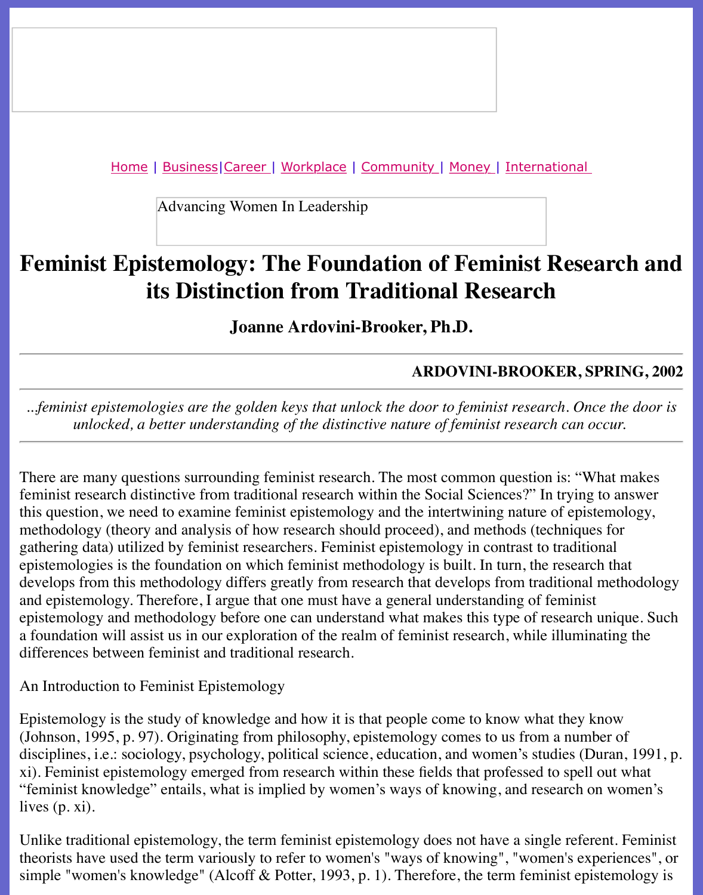Home | Business|Career | Workplace | Community | Money | International

Advancing Women In Leadership

# Feminist Epistemology: The Foundation of Feminist Research and its Distinction from Traditional Research

### Joanne Ardovini-Brooker, Ph.D.

**ARDOVINI-BROOKER, SPRING, 2002**

*...feminist epistemologies are the golden keys that unlock the door to feminist research. Once the door is unlocked, a better understanding of the distinctive nature of feminist research can occur.*

There are many questions surrounding feminist research. The most common question is: “What makes feminist research distinctive from traditional research within the Social Sciences?” In trying to answer this question, we need to examine feminist epistemology and the intertwining nature of epistemology, methodology (theory and analysis of how research should proceed), and methods (techniques for gathering data) utilized by feminist researchers. Feminist epistemology in contrast to traditional epistemologies is the foundation on which feminist methodology is built. In turn, the research that develops from this methodology differs greatly from research that develops from traditional methodology and epistemology. Therefore, I argue that one must have a general understanding of feminist epistemology and methodology before one can understand what makes this type of research unique. Such a foundation will assist us in our exploration of the realm of feminist research, while illuminating the differences between feminist and traditional research.

An Introduction to Feminist Epistemology

Epistemology is the study of knowledge and how it is that people come to know what they know (Johnson, 1995, p. 97). Originating from philosophy, epistemology comes to us from a number of disciplines, i.e.: sociology, psychology, political science, education, and women’s studies (Duran, 1991, p. xi). Feminist epistemology emerged from research within these fields that professed to spell out what “feminist knowledge” entails, what is implied by women’s ways of knowing, and research on women’s lives (p. xi).

Unlike traditional epistemology, the term feminist epistemology does not have a single referent. Feminist theorists have used the term variously to refer to women's "ways of knowing", "women's experiences", or simple "women's knowledge" (Alcoff & Potter, 1993, p. 1). Therefore, the term feminist epistemology is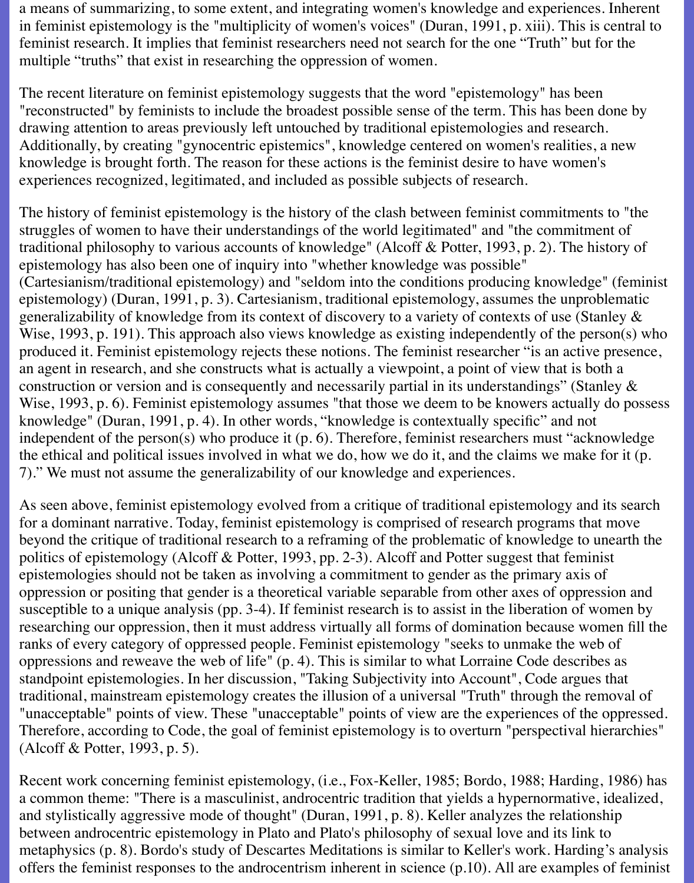a means of summarizing, to some extent, and integrating women's knowledge and experiences. Inherent in feminist epistemology is the "multiplicity of women's voices" (Duran, 1991, p. xiii). This is central to feminist research. It implies that feminist researchers need not search for the one "Truth" but for the multiple "truths" that exist in researching the oppression of women.

The recent literature on feminist epistemology suggests that the word "epistemology" has been "reconstructed" by feminists to include the broadest possible sense of the term. This has been done by drawing attention to areas previously left untouched by traditional epistemologies and research. Additionally, by creating "gynocentric epistemics", knowledge centered on women's realities, a new knowledge is brought forth. The reason for these actions is the feminist desire to have women's experiences recognized, legitimated, and included as possible subjects of research.

The history of feminist epistemology is the history of the clash between feminist commitments to "the struggles of women to have their understandings of the world legitimated" and "the commitment of traditional philosophy to various accounts of knowledge" (Alcoff & Potter, 1993, p. 2). The history of epistemology has also been one of inquiry into "whether knowledge was possible" (Cartesianism/traditional epistemology) and "seldom into the conditions producing knowledge" (feminist epistemology) (Duran, 1991, p. 3). Cartesianism, traditional epistemology, assumes the unproblematic generalizability of knowledge from its context of discovery to a variety of contexts of use (Stanley & Wise, 1993, p. 191). This approach also views knowledge as existing independently of the person(s) who produced it. Feminist epistemology rejects these notions. The feminist researcher "is an active presence, an agent in research, and she constructs what is actually a viewpoint, a point of view that is both a construction or version and is consequently and necessarily partial in its understandings" (Stanley & Wise, 1993, p. 6). Feminist epistemology assumes "that those we deem to be knowers actually do possess knowledge" (Duran, 1991, p. 4). In other words, "knowledge is contextually specific" and not independent of the person(s) who produce it (p. 6). Therefore, feminist researchers must "acknowledge the ethical and political issues involved in what we do, how we do it, and the claims we make for it (p. 7)." We must not assume the generalizability of our knowledge and experiences.

As seen above, feminist epistemology evolved from a critique of traditional epistemology and its search for a dominant narrative. Today, feminist epistemology is comprised of research programs that move beyond the critique of traditional research to a reframing of the problematic of knowledge to unearth the politics of epistemology (Alcoff & Potter, 1993, pp. 2-3). Alcoff and Potter suggest that feminist epistemologies should not be taken as involving a commitment to gender as the primary axis of oppression or positing that gender is a theoretical variable separable from other axes of oppression and susceptible to a unique analysis (pp. 3-4). If feminist research is to assist in the liberation of women by researching our oppression, then it must address virtually all forms of domination because women fill the ranks of every category of oppressed people. Feminist epistemology "seeks to unmake the web of oppressions and reweave the web of life" (p. 4). This is similar to what Lorraine Code describes as standpoint epistemologies. In her discussion, "Taking Subjectivity into Account", Code argues that traditional, mainstream epistemology creates the illusion of a universal "Truth" through the removal of "unacceptable" points of view. These "unacceptable" points of view are the experiences of the oppressed. Therefore, according to Code, the goal of feminist epistemology is to overturn "perspectival hierarchies" (Alcoff & Potter, 1993, p. 5).

Recent work concerning feminist epistemology, (i.e., Fox-Keller, 1985; Bordo, 1988; Harding, 1986) has a common theme: "There is a masculinist, androcentric tradition that yields a hypernormative, idealized, and stylistically aggressive mode of thought" (Duran, 1991, p. 8). Keller analyzes the relationship between androcentric epistemology in Plato and Plato's philosophy of sexual love and its link to metaphysics (p. 8). Bordo's study of Descartes Meditations is similar to Keller's work. Harding's analysis offers the feminist responses to the androcentrism inherent in science (p.10). All are examples of feminist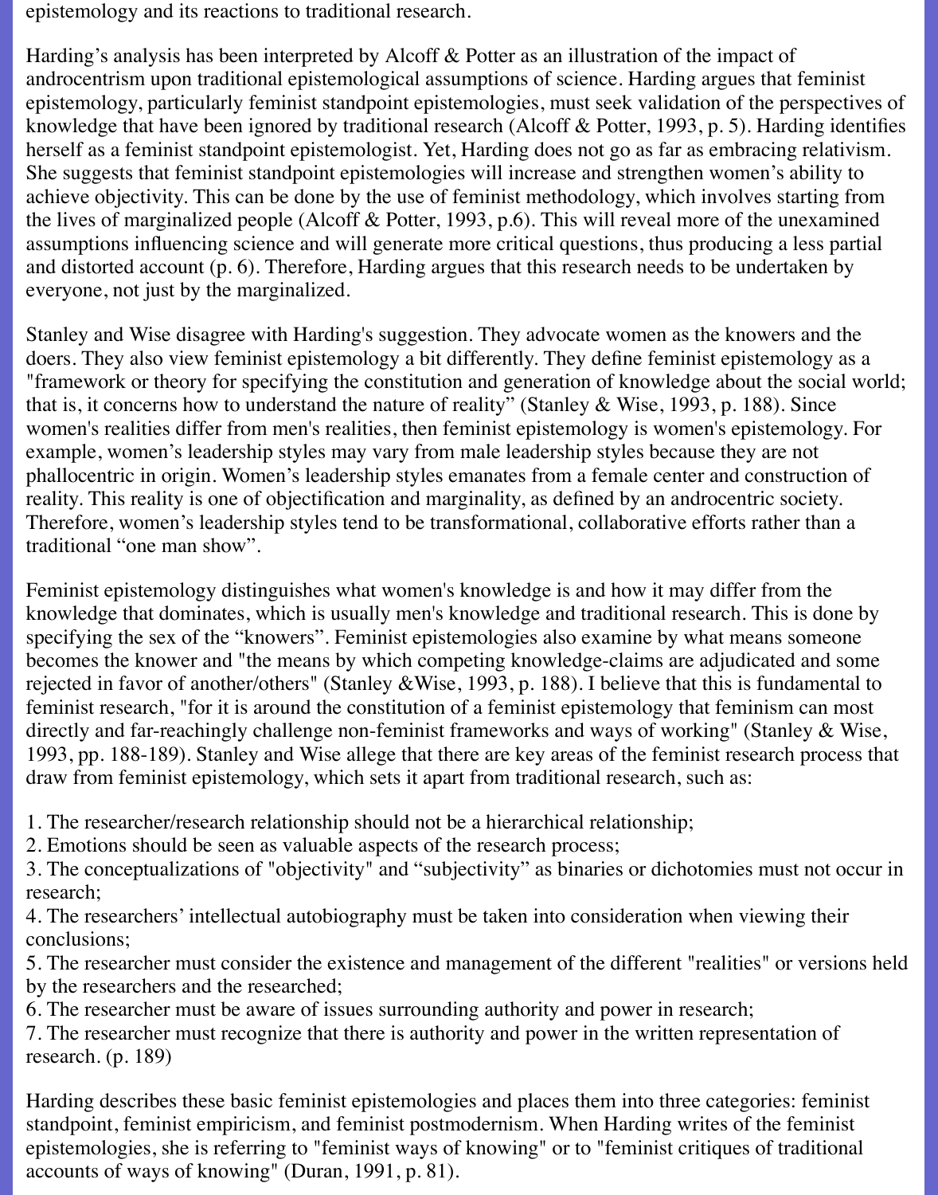epistemology and its reactions to traditional research.

Harding's analysis has been interpreted by Alcoff & Potter as an illustration of the impact of androcentrism upon traditional epistemological assumptions of science. Harding argues that feminist epistemology, particularly feminist standpoint epistemologies, must seek validation of the perspectives of knowledge that have been ignored by traditional research (Alcoff & Potter, 1993, p. 5). Harding identifies herself as a feminist standpoint epistemologist. Yet, Harding does not go as far as embracing relativism. She suggests that feminist standpoint epistemologies will increase and strengthen women's ability to achieve objectivity. This can be done by the use of feminist methodology, which involves starting from the lives of marginalized people (Alcoff & Potter, 1993, p.6). This will reveal more of the unexamined assumptions influencing science and will generate more critical questions, thus producing a less partial and distorted account (p. 6). Therefore, Harding argues that this research needs to be undertaken by everyone, not just by the marginalized.

Stanley and Wise disagree with Harding's suggestion. They advocate women as the knowers and the doers. They also view feminist epistemology a bit differently. They define feminist epistemology as a "framework or theory for specifying the constitution and generation of knowledge about the social world; that is, it concerns how to understand the nature of reality" (Stanley & Wise, 1993, p. 188). Since women's realities differ from men's realities, then feminist epistemology is women's epistemology. For example, women's leadership styles may vary from male leadership styles because they are not phallocentric in origin. Women's leadership styles emanates from a female center and construction of reality. This reality is one of objectification and marginality, as defined by an androcentric society. Therefore, women's leadership styles tend to be transformational, collaborative efforts rather than a traditional "one man show".

Feminist epistemology distinguishes what women's knowledge is and how it may differ from the knowledge that dominates, which is usually men's knowledge and traditional research. This is done by specifying the sex of the "knowers". Feminist epistemologies also examine by what means someone becomes the knower and "the means by which competing knowledge-claims are adjudicated and some rejected in favor of another/others" (Stanley &Wise, 1993, p. 188). I believe that this is fundamental to feminist research, "for it is around the constitution of a feminist epistemology that feminism can most directly and far-reachingly challenge non-feminist frameworks and ways of working" (Stanley & Wise, 1993, pp. 188-189). Stanley and Wise allege that there are key areas of the feminist research process that draw from feminist epistemology, which sets it apart from traditional research, such as:

1. The researcher/research relationship should not be a hierarchical relationship;
2. Emotions should be seen as valuable aspects of the research process;
3. The conceptualizations of "objectivity" and "subjectivity" as binaries or dichotomies must not occur in research;
4. The researchers' intellectual autobiography must be taken into consideration when viewing their conclusions;
5. The researcher must consider the existence and management of the different "realities" or versions held by the researchers and the researched;
6. The researcher must be aware of issues surrounding authority and power in research;
7. The researcher must recognize that there is authority and power in the written representation of research. (p. 189)

Harding describes these basic feminist epistemologies and places them into three categories: feminist standpoint, feminist empiricism, and feminist postmodernism. When Harding writes of the feminist epistemologies, she is referring to "feminist ways of knowing" or to "feminist critiques of traditional accounts of ways of knowing" (Duran, 1991, p. 81).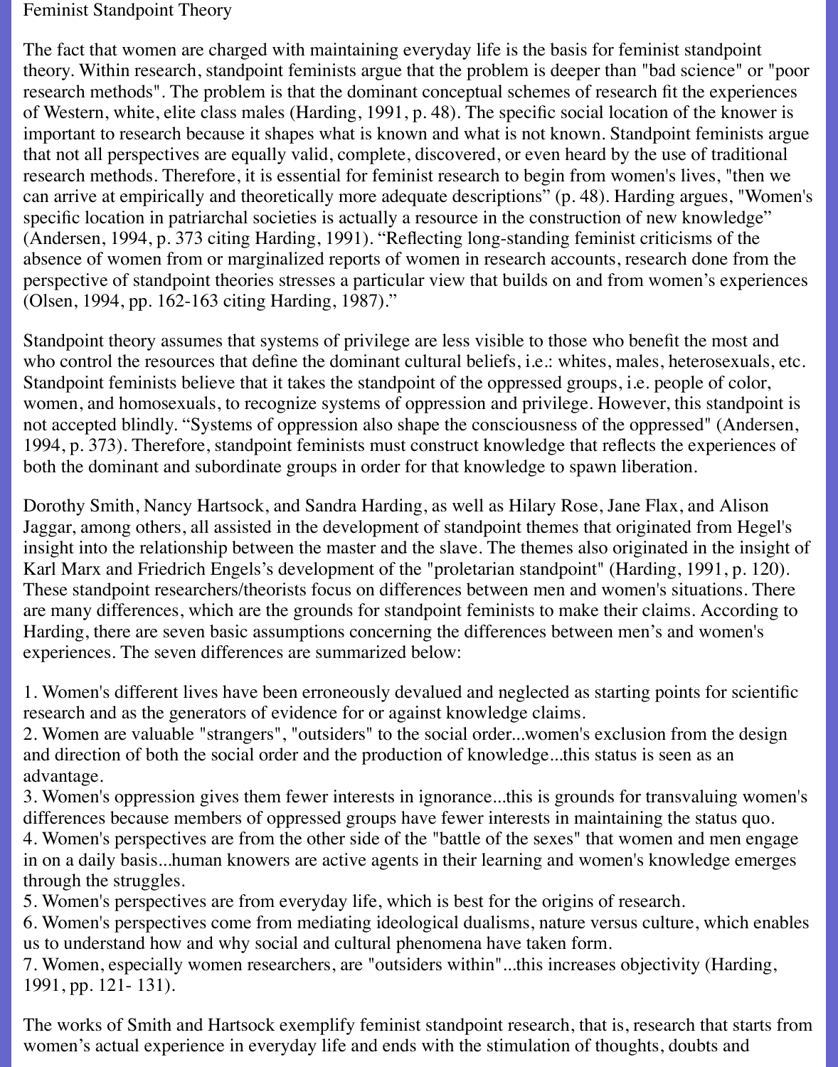Feminist Standpoint Theory

The fact that women are charged with maintaining everyday life is the basis for feminist standpoint theory. Within research, standpoint feminists argue that the problem is deeper than "bad science" or "poor research methods". The problem is that the dominant conceptual schemes of research fit the experiences of Western, white, elite class males (Harding, 1991, p. 48). The specific social location of the knower is important to research because it shapes what is known and what is not known. Standpoint feminists argue that not all perspectives are equally valid, complete, discovered, or even heard by the use of traditional research methods. Therefore, it is essential for feminist research to begin from women's lives, "then we can arrive at empirically and theoretically more adequate descriptions" (p. 48). Harding argues, "Women's specific location in patriarchal societies is actually a resource in the construction of new knowledge" (Andersen, 1994, p. 373 citing Harding, 1991). "Reflecting long-standing feminist criticisms of the absence of women from or marginalized reports of women in research accounts, research done from the perspective of standpoint theories stresses a particular view that builds on and from women's experiences (Olsen, 1994, pp. 162-163 citing Harding, 1987)."

Standpoint theory assumes that systems of privilege are less visible to those who benefit the most and who control the resources that define the dominant cultural beliefs, i.e.: whites, males, heterosexuals, etc. Standpoint feminists believe that it takes the standpoint of the oppressed groups, i.e. people of color, women, and homosexuals, to recognize systems of oppression and privilege. However, this standpoint is not accepted blindly. "Systems of oppression also shape the consciousness of the oppressed" (Andersen, 1994, p. 373). Therefore, standpoint feminists must construct knowledge that reflects the experiences of both the dominant and subordinate groups in order for that knowledge to spawn liberation.

Dorothy Smith, Nancy Hartsock, and Sandra Harding, as well as Hilary Rose, Jane Flax, and Alison Jaggar, among others, all assisted in the development of standpoint themes that originated from Hegel's insight into the relationship between the master and the slave. The themes also originated in the insight of Karl Marx and Friedrich Engels's development of the "proletarian standpoint" (Harding, 1991, p. 120). These standpoint researchers/theorists focus on differences between men and women's situations. There are many differences, which are the grounds for standpoint feminists to make their claims. According to Harding, there are seven basic assumptions concerning the differences between men's and women's experiences. The seven differences are summarized below:

1. Women's different lives have been erroneously devalued and neglected as starting points for scientific research and as the generators of evidence for or against knowledge claims.
2. Women are valuable "strangers", "outsiders" to the social order...women's exclusion from the design and direction of both the social order and the production of knowledge...this status is seen as an advantage.
3. Women's oppression gives them fewer interests in ignorance...this is grounds for transvaluing women's differences because members of oppressed groups have fewer interests in maintaining the status quo.
4. Women's perspectives are from the other side of the "battle of the sexes" that women and men engage in on a daily basis...human knowers are active agents in their learning and women's knowledge emerges through the struggles.
5. Women's perspectives are from everyday life, which is best for the origins of research.
6. Women's perspectives come from mediating ideological dualisms, nature versus culture, which enables us to understand how and why social and cultural phenomena have taken form.
7. Women, especially women researchers, are "outsiders within"...this increases objectivity (Harding, 1991, pp. 121- 131).

The works of Smith and Hartsock exemplify feminist standpoint research, that is, research that starts from women's actual experience in everyday life and ends with the stimulation of thoughts, doubts and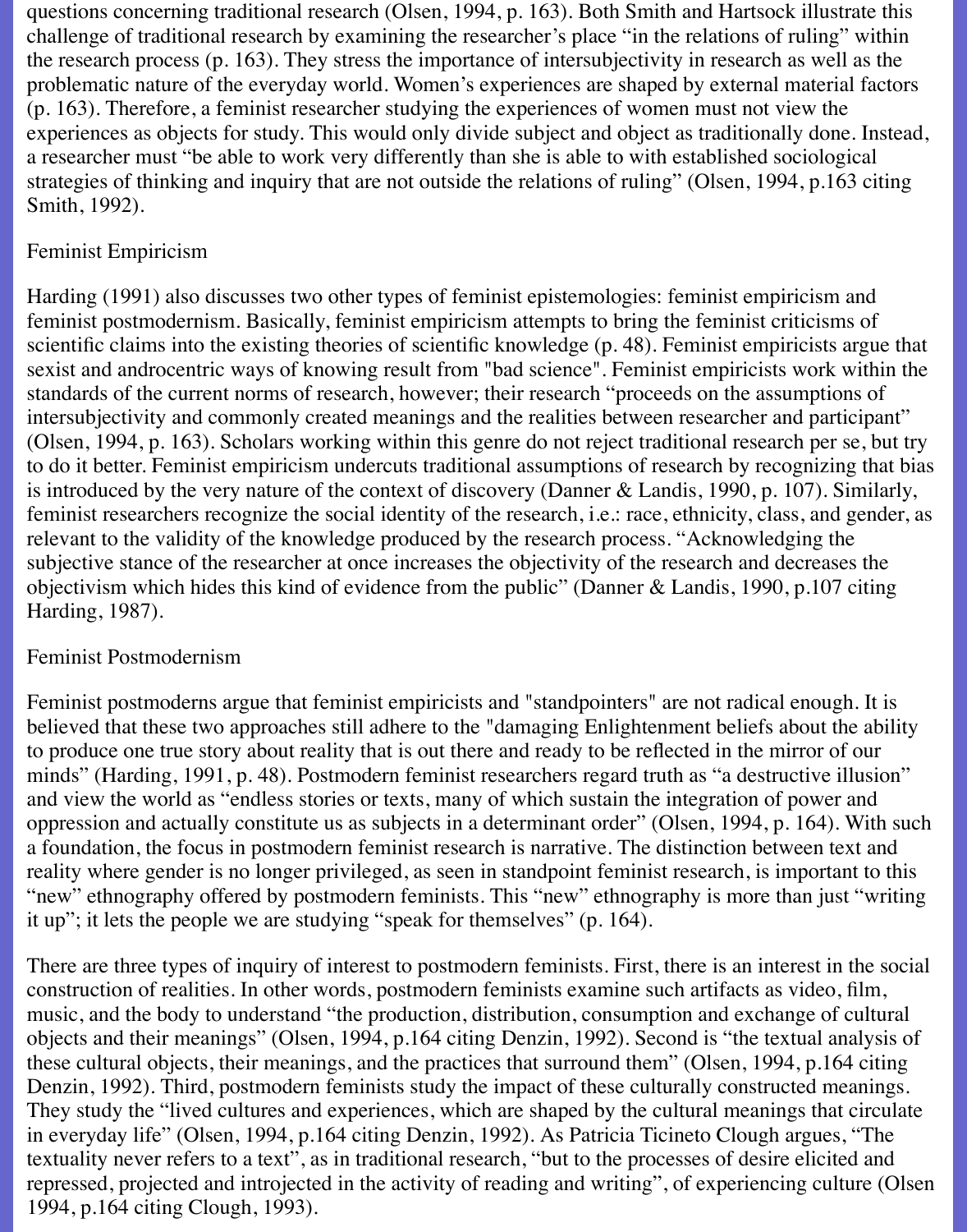questions concerning traditional research (Olsen, 1994, p. 163). Both Smith and Hartsock illustrate this challenge of traditional research by examining the researcher's place "in the relations of ruling" within the research process (p. 163). They stress the importance of intersubjectivity in research as well as the problematic nature of the everyday world. Women's experiences are shaped by external material factors (p. 163). Therefore, a feminist researcher studying the experiences of women must not view the experiences as objects for study. This would only divide subject and object as traditionally done. Instead, a researcher must "be able to work very differently than she is able to with established sociological strategies of thinking and inquiry that are not outside the relations of ruling" (Olsen, 1994, p.163 citing Smith, 1992).

## Feminist Empiricism

Harding (1991) also discusses two other types of feminist epistemologies: feminist empiricism and feminist postmodernism. Basically, feminist empiricism attempts to bring the feminist criticisms of scientific claims into the existing theories of scientific knowledge (p. 48). Feminist empiricists argue that sexist and androcentric ways of knowing result from "bad science". Feminist empiricists work within the standards of the current norms of research, however; their research "proceeds on the assumptions of intersubjectivity and commonly created meanings and the realities between researcher and participant" (Olsen, 1994, p. 163). Scholars working within this genre do not reject traditional research per se, but try to do it better. Feminist empiricism undercuts traditional assumptions of research by recognizing that bias is introduced by the very nature of the context of discovery (Danner & Landis, 1990, p. 107). Similarly, feminist researchers recognize the social identity of the research, i.e.: race, ethnicity, class, and gender, as relevant to the validity of the knowledge produced by the research process. "Acknowledging the subjective stance of the researcher at once increases the objectivity of the research and decreases the objectivism which hides this kind of evidence from the public" (Danner & Landis, 1990, p.107 citing Harding, 1987).

## Feminist Postmodernism

Feminist postmoderns argue that feminist empiricists and "standpointers" are not radical enough. It is believed that these two approaches still adhere to the "damaging Enlightenment beliefs about the ability to produce one true story about reality that is out there and ready to be reflected in the mirror of our minds" (Harding, 1991, p. 48). Postmodern feminist researchers regard truth as "a destructive illusion" and view the world as "endless stories or texts, many of which sustain the integration of power and oppression and actually constitute us as subjects in a determinant order" (Olsen, 1994, p. 164). With such a foundation, the focus in postmodern feminist research is narrative. The distinction between text and reality where gender is no longer privileged, as seen in standpoint feminist research, is important to this "new" ethnography offered by postmodern feminists. This "new" ethnography is more than just "writing it up"; it lets the people we are studying "speak for themselves" (p. 164).

There are three types of inquiry of interest to postmodern feminists. First, there is an interest in the social construction of realities. In other words, postmodern feminists examine such artifacts as video, film, music, and the body to understand "the production, distribution, consumption and exchange of cultural objects and their meanings" (Olsen, 1994, p.164 citing Denzin, 1992). Second is "the textual analysis of these cultural objects, their meanings, and the practices that surround them" (Olsen, 1994, p.164 citing Denzin, 1992). Third, postmodern feminists study the impact of these culturally constructed meanings. They study the "lived cultures and experiences, which are shaped by the cultural meanings that circulate in everyday life" (Olsen, 1994, p.164 citing Denzin, 1992). As Patricia Ticineto Clough argues, "The textuality never refers to a text", as in traditional research, "but to the processes of desire elicited and repressed, projected and introjected in the activity of reading and writing", of experiencing culture (Olsen 1994, p.164 citing Clough, 1993).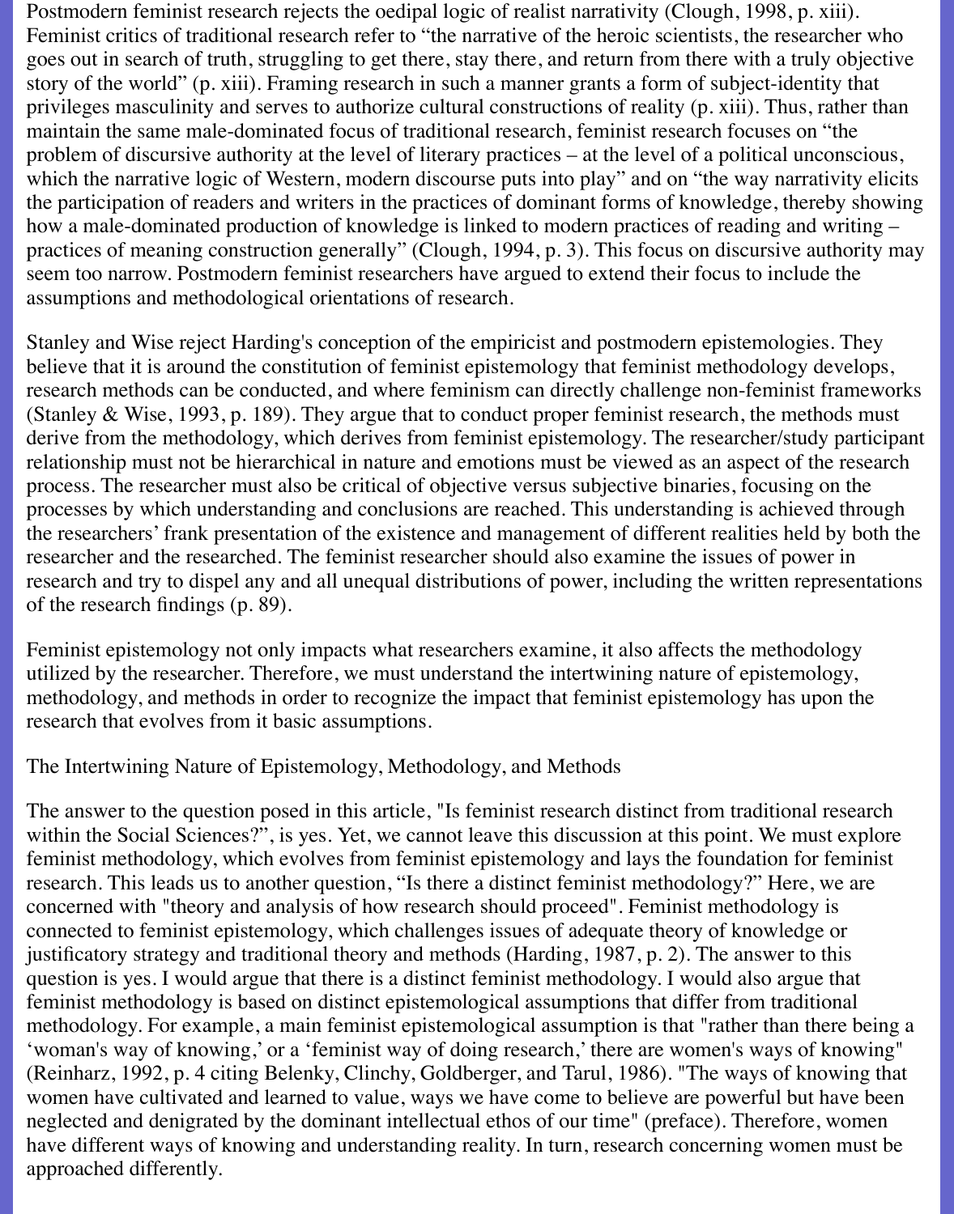Postmodern feminist research rejects the oedipal logic of realist narrativity (Clough, 1998, p. xiii). Feminist critics of traditional research refer to "the narrative of the heroic scientists, the researcher who goes out in search of truth, struggling to get there, stay there, and return from there with a truly objective story of the world" (p. xiii). Framing research in such a manner grants a form of subject-identity that privileges masculinity and serves to authorize cultural constructions of reality (p. xiii). Thus, rather than maintain the same male-dominated focus of traditional research, feminist research focuses on "the problem of discursive authority at the level of literary practices – at the level of a political unconscious, which the narrative logic of Western, modern discourse puts into play" and on "the way narrativity elicits the participation of readers and writers in the practices of dominant forms of knowledge, thereby showing how a male-dominated production of knowledge is linked to modern practices of reading and writing – practices of meaning construction generally" (Clough, 1994, p. 3). This focus on discursive authority may seem too narrow. Postmodern feminist researchers have argued to extend their focus to include the assumptions and methodological orientations of research.

Stanley and Wise reject Harding's conception of the empiricist and postmodern epistemologies. They believe that it is around the constitution of feminist epistemology that feminist methodology develops, research methods can be conducted, and where feminism can directly challenge non-feminist frameworks (Stanley & Wise, 1993, p. 189). They argue that to conduct proper feminist research, the methods must derive from the methodology, which derives from feminist epistemology. The researcher/study participant relationship must not be hierarchical in nature and emotions must be viewed as an aspect of the research process. The researcher must also be critical of objective versus subjective binaries, focusing on the processes by which understanding and conclusions are reached. This understanding is achieved through the researchers' frank presentation of the existence and management of different realities held by both the researcher and the researched. The feminist researcher should also examine the issues of power in research and try to dispel any and all unequal distributions of power, including the written representations of the research findings (p. 89).

Feminist epistemology not only impacts what researchers examine, it also affects the methodology utilized by the researcher. Therefore, we must understand the intertwining nature of epistemology, methodology, and methods in order to recognize the impact that feminist epistemology has upon the research that evolves from it basic assumptions.

## The Intertwining Nature of Epistemology, Methodology, and Methods

The answer to the question posed in this article, "Is feminist research distinct from traditional research within the Social Sciences?", is yes. Yet, we cannot leave this discussion at this point. We must explore feminist methodology, which evolves from feminist epistemology and lays the foundation for feminist research. This leads us to another question, "Is there a distinct feminist methodology?" Here, we are concerned with "theory and analysis of how research should proceed". Feminist methodology is connected to feminist epistemology, which challenges issues of adequate theory of knowledge or justificatory strategy and traditional theory and methods (Harding, 1987, p. 2). The answer to this question is yes. I would argue that there is a distinct feminist methodology. I would also argue that feminist methodology is based on distinct epistemological assumptions that differ from traditional methodology. For example, a main feminist epistemological assumption is that "rather than there being a 'woman's way of knowing,' or a 'feminist way of doing research,' there are women's ways of knowing" (Reinharz, 1992, p. 4 citing Belenky, Clinchy, Goldberger, and Tarul, 1986). "The ways of knowing that women have cultivated and learned to value, ways we have come to believe are powerful but have been neglected and denigrated by the dominant intellectual ethos of our time" (preface). Therefore, women have different ways of knowing and understanding reality. In turn, research concerning women must be approached differently.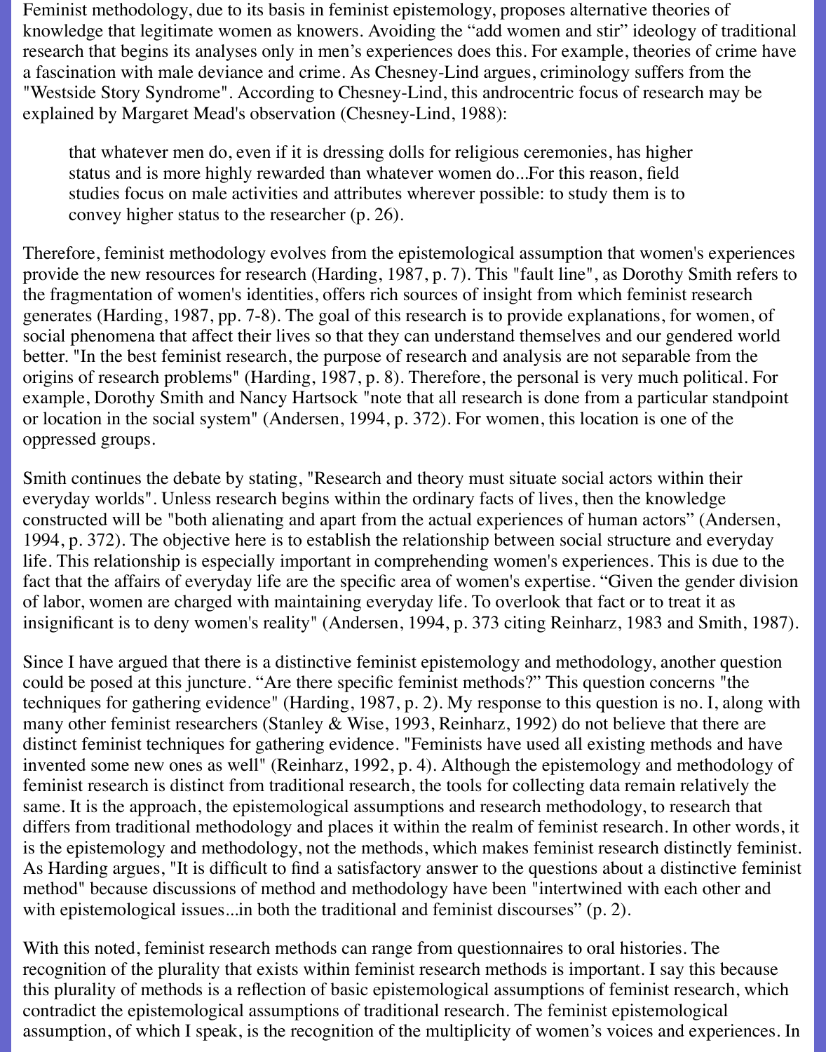Feminist methodology, due to its basis in feminist epistemology, proposes alternative theories of knowledge that legitimate women as knowers. Avoiding the "add women and stir" ideology of traditional research that begins its analyses only in men's experiences does this. For example, theories of crime have a fascination with male deviance and crime. As Chesney-Lind argues, criminology suffers from the "Westside Story Syndrome". According to Chesney-Lind, this androcentric focus of research may be explained by Margaret Mead's observation (Chesney-Lind, 1988):

> that whatever men do, even if it is dressing dolls for religious ceremonies, has higher status and is more highly rewarded than whatever women do...For this reason, field studies focus on male activities and attributes wherever possible: to study them is to convey higher status to the researcher (p. 26).

Therefore, feminist methodology evolves from the epistemological assumption that women's experiences provide the new resources for research (Harding, 1987, p. 7). This "fault line", as Dorothy Smith refers to the fragmentation of women's identities, offers rich sources of insight from which feminist research generates (Harding, 1987, pp. 7-8). The goal of this research is to provide explanations, for women, of social phenomena that affect their lives so that they can understand themselves and our gendered world better. "In the best feminist research, the purpose of research and analysis are not separable from the origins of research problems" (Harding, 1987, p. 8). Therefore, the personal is very much political. For example, Dorothy Smith and Nancy Hartsock "note that all research is done from a particular standpoint or location in the social system" (Andersen, 1994, p. 372). For women, this location is one of the oppressed groups.

Smith continues the debate by stating, "Research and theory must situate social actors within their everyday worlds". Unless research begins within the ordinary facts of lives, then the knowledge constructed will be "both alienating and apart from the actual experiences of human actors" (Andersen, 1994, p. 372). The objective here is to establish the relationship between social structure and everyday life. This relationship is especially important in comprehending women's experiences. This is due to the fact that the affairs of everyday life are the specific area of women's expertise. "Given the gender division of labor, women are charged with maintaining everyday life. To overlook that fact or to treat it as insignificant is to deny women's reality" (Andersen, 1994, p. 373 citing Reinharz, 1983 and Smith, 1987).

Since I have argued that there is a distinctive feminist epistemology and methodology, another question could be posed at this juncture. "Are there specific feminist methods?" This question concerns "the techniques for gathering evidence" (Harding, 1987, p. 2). My response to this question is no. I, along with many other feminist researchers (Stanley & Wise, 1993, Reinharz, 1992) do not believe that there are distinct feminist techniques for gathering evidence. "Feminists have used all existing methods and have invented some new ones as well" (Reinharz, 1992, p. 4). Although the epistemology and methodology of feminist research is distinct from traditional research, the tools for collecting data remain relatively the same. It is the approach, the epistemological assumptions and research methodology, to research that differs from traditional methodology and places it within the realm of feminist research. In other words, it is the epistemology and methodology, not the methods, which makes feminist research distinctly feminist. As Harding argues, "It is difficult to find a satisfactory answer to the questions about a distinctive feminist method" because discussions of method and methodology have been "intertwined with each other and with epistemological issues...in both the traditional and feminist discourses" (p. 2).

With this noted, feminist research methods can range from questionnaires to oral histories. The recognition of the plurality that exists within feminist research methods is important. I say this because this plurality of methods is a reflection of basic epistemological assumptions of feminist research, which contradict the epistemological assumptions of traditional research. The feminist epistemological assumption, of which I speak, is the recognition of the multiplicity of women's voices and experiences. In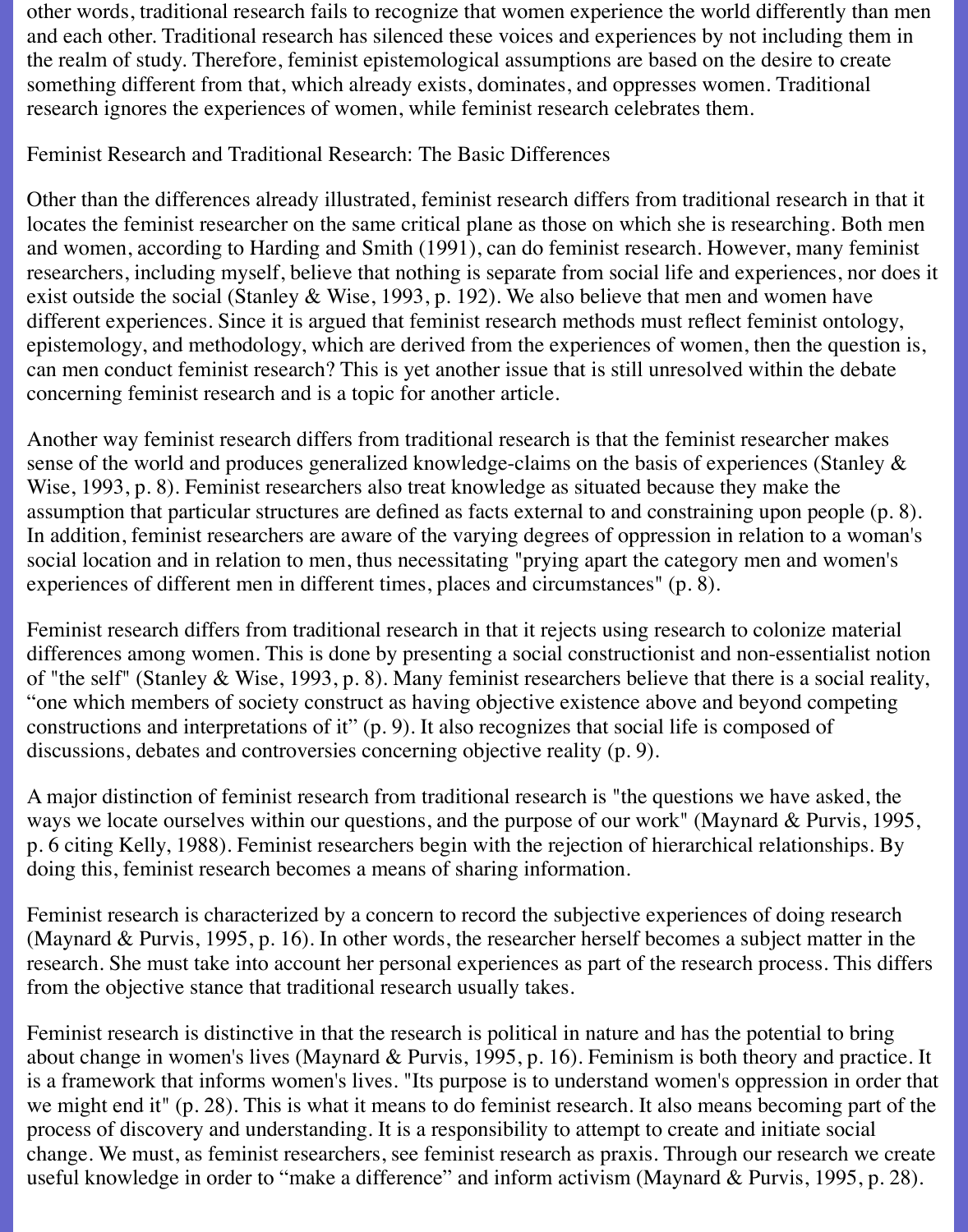other words, traditional research fails to recognize that women experience the world differently than men and each other. Traditional research has silenced these voices and experiences by not including them in the realm of study. Therefore, feminist epistemological assumptions are based on the desire to create something different from that, which already exists, dominates, and oppresses women. Traditional research ignores the experiences of women, while feminist research celebrates them.

## Feminist Research and Traditional Research: The Basic Differences

Other than the differences already illustrated, feminist research differs from traditional research in that it locates the feminist researcher on the same critical plane as those on which she is researching. Both men and women, according to Harding and Smith (1991), can do feminist research. However, many feminist researchers, including myself, believe that nothing is separate from social life and experiences, nor does it exist outside the social (Stanley & Wise, 1993, p. 192). We also believe that men and women have different experiences. Since it is argued that feminist research methods must reflect feminist ontology, epistemology, and methodology, which are derived from the experiences of women, then the question is, can men conduct feminist research? This is yet another issue that is still unresolved within the debate concerning feminist research and is a topic for another article.

Another way feminist research differs from traditional research is that the feminist researcher makes sense of the world and produces generalized knowledge-claims on the basis of experiences (Stanley & Wise, 1993, p. 8). Feminist researchers also treat knowledge as situated because they make the assumption that particular structures are defined as facts external to and constraining upon people (p. 8). In addition, feminist researchers are aware of the varying degrees of oppression in relation to a woman's social location and in relation to men, thus necessitating "prying apart the category men and women's experiences of different men in different times, places and circumstances" (p. 8).

Feminist research differs from traditional research in that it rejects using research to colonize material differences among women. This is done by presenting a social constructionist and non-essentialist notion of "the self" (Stanley & Wise, 1993, p. 8). Many feminist researchers believe that there is a social reality, "one which members of society construct as having objective existence above and beyond competing constructions and interpretations of it" (p. 9). It also recognizes that social life is composed of discussions, debates and controversies concerning objective reality (p. 9).

A major distinction of feminist research from traditional research is "the questions we have asked, the ways we locate ourselves within our questions, and the purpose of our work" (Maynard & Purvis, 1995, p. 6 citing Kelly, 1988). Feminist researchers begin with the rejection of hierarchical relationships. By doing this, feminist research becomes a means of sharing information.

Feminist research is characterized by a concern to record the subjective experiences of doing research (Maynard & Purvis, 1995, p. 16). In other words, the researcher herself becomes a subject matter in the research. She must take into account her personal experiences as part of the research process. This differs from the objective stance that traditional research usually takes.

Feminist research is distinctive in that the research is political in nature and has the potential to bring about change in women's lives (Maynard & Purvis, 1995, p. 16). Feminism is both theory and practice. It is a framework that informs women's lives. "Its purpose is to understand women's oppression in order that we might end it" (p. 28). This is what it means to do feminist research. It also means becoming part of the process of discovery and understanding. It is a responsibility to attempt to create and initiate social change. We must, as feminist researchers, see feminist research as praxis. Through our research we create useful knowledge in order to "make a difference" and inform activism (Maynard & Purvis, 1995, p. 28).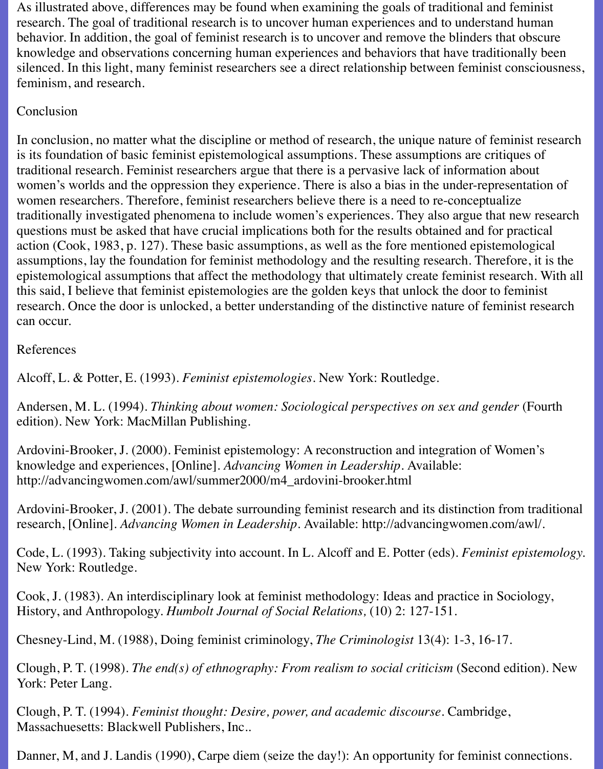As illustrated above, differences may be found when examining the goals of traditional and feminist research. The goal of traditional research is to uncover human experiences and to understand human behavior. In addition, the goal of feminist research is to uncover and remove the blinders that obscure knowledge and observations concerning human experiences and behaviors that have traditionally been silenced. In this light, many feminist researchers see a direct relationship between feminist consciousness, feminism, and research.

## Conclusion

In conclusion, no matter what the discipline or method of research, the unique nature of feminist research is its foundation of basic feminist epistemological assumptions. These assumptions are critiques of traditional research. Feminist researchers argue that there is a pervasive lack of information about women's worlds and the oppression they experience. There is also a bias in the under-representation of women researchers. Therefore, feminist researchers believe there is a need to re-conceptualize traditionally investigated phenomena to include women's experiences. They also argue that new research questions must be asked that have crucial implications both for the results obtained and for practical action (Cook, 1983, p. 127). These basic assumptions, as well as the fore mentioned epistemological assumptions, lay the foundation for feminist methodology and the resulting research. Therefore, it is the epistemological assumptions that affect the methodology that ultimately create feminist research. With all this said, I believe that feminist epistemologies are the golden keys that unlock the door to feminist research. Once the door is unlocked, a better understanding of the distinctive nature of feminist research can occur.

## References

Alcoff, L. & Potter, E. (1993). *Feminist epistemologies*. New York: Routledge.

Andersen, M. L. (1994). *Thinking about women: Sociological perspectives on sex and gender* (Fourth edition). New York: MacMillan Publishing.

Ardovini-Brooker, J. (2000). Feminist epistemology: A reconstruction and integration of Women's knowledge and experiences, [Online]. *Advancing Women in Leadership*. Available: http://advancingwomen.com/awl/summer2000/m4_ardovini-brooker.html

Ardovini-Brooker, J. (2001). The debate surrounding feminist research and its distinction from traditional research, [Online]. *Advancing Women in Leadership*. Available: http://advancingwomen.com/awl/.

Code, L. (1993). Taking subjectivity into account. In L. Alcoff and E. Potter (eds). *Feminist epistemology.* New York: Routledge.

Cook, J. (1983). An interdisciplinary look at feminist methodology: Ideas and practice in Sociology, History, and Anthropology. *Humbolt Journal of Social Relations,* (10) 2: 127-151.

Chesney-Lind, M. (1988), Doing feminist criminology, *The Criminologist* 13(4): 1-3, 16-17.

Clough, P. T. (1998). *The end(s) of ethnography: From realism to social criticism* (Second edition). New York: Peter Lang.

Clough, P. T. (1994). *Feminist thought: Desire, power, and academic discourse*. Cambridge, Massachuesetts: Blackwell Publishers, Inc..

Danner, M, and J. Landis (1990), Carpe diem (seize the day!): An opportunity for feminist connections.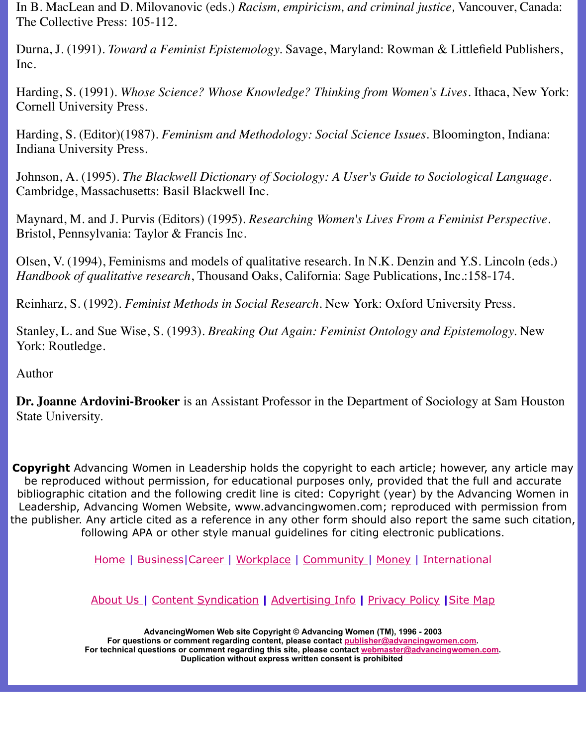In B. MacLean and D. Milovanovic (eds.) *Racism, empiricism, and criminal justice,* Vancouver, Canada: The Collective Press: 105-112.

Durna, J. (1991). *Toward a Feminist Epistemology*. Savage, Maryland: Rowman & Littlefield Publishers, Inc.

Harding, S. (1991). *Whose Science? Whose Knowledge? Thinking from Women's Lives*. Ithaca, New York: Cornell University Press.

Harding, S. (Editor)(1987). *Feminism and Methodology: Social Science Issues*. Bloomington, Indiana: Indiana University Press.

Johnson, A. (1995). *The Blackwell Dictionary of Sociology: A User's Guide to Sociological Language*. Cambridge, Massachusetts: Basil Blackwell Inc.

Maynard, M. and J. Purvis (Editors) (1995). *Researching Women's Lives From a Feminist Perspective*. Bristol, Pennsylvania: Taylor & Francis Inc.

Olsen, V. (1994), Feminisms and models of qualitative research. In N.K. Denzin and Y.S. Lincoln (eds.) *Handbook of qualitative research*, Thousand Oaks, California: Sage Publications, Inc.:158-174.

Reinharz, S. (1992). *Feminist Methods in Social Research*. New York: Oxford University Press.

Stanley, L. and Sue Wise, S. (1993). *Breaking Out Again: Feminist Ontology and Epistemology*. New York: Routledge.

Author

**Dr. Joanne Ardovini-Brooker** is an Assistant Professor in the Department of Sociology at Sam Houston State University.

**Copyright** Advancing Women in Leadership holds the copyright to each article; however, any article may be reproduced without permission, for educational purposes only, provided that the full and accurate bibliographic citation and the following credit line is cited: Copyright (year) by the Advancing Women in Leadership, Advancing Women Website, www.advancingwomen.com; reproduced with permission from the publisher. Any article cited as a reference in any other form should also report the same such citation, following APA or other style manual guidelines for citing electronic publications.

Home | Business|Career | Workplace | Community | Money | International

About Us | Content Syndication | Advertising Info | Privacy Policy |Site Map

**AdvancingWomen Web site Copyright © Advancing Women (TM), 1996 - 2003**
**For questions or comment regarding content, please contact publisher@advancingwomen.com.**
**For technical questions or comment regarding this site, please contact webmaster@advancingwomen.com.**
**Duplication without express written consent is prohibited**